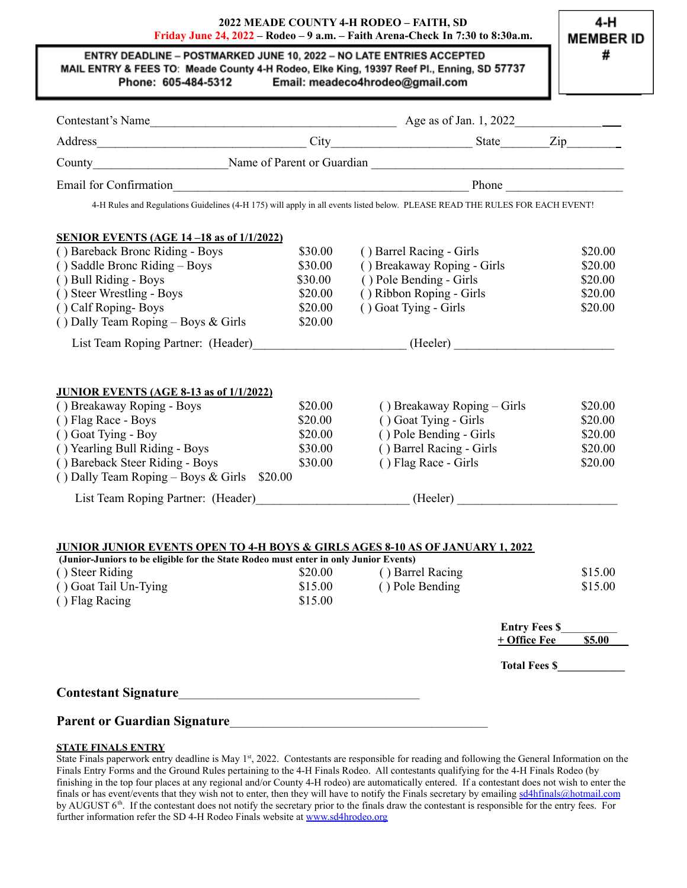**2022 MEADE COUNTY 4-H RODEO – FAITH, SD**
**Friday June 24, 2022 – Rodeo – 9 a.m. – Faith Arena-Check In 7:30 to 8:30a.m.**

**4-H MEMBER ID #**

**ENTRY DEADLINE – POSTMARKED JUNE 10, 2022 – NO LATE ENTRIES ACCEPTED**
**MAIL ENTRY & FEES TO: Meade County 4-H Rodeo, Elke King, 19397 Reef Pl., Enning, SD 57737**
**Phone: 605-484-5312 Email: meadeco4hrodeo@gmail.com**

Contestant's Name_______________________________________ Age as of Jan. 1, 2022______________

Address_________________________________ City______________________ State________Zip________

County_____________________Name of Parent or Guardian ________________________________________

Email for Confirmation_______________________________________________ Phone ___________________

4-H Rules and Regulations Guidelines (4-H 175) will apply in all events listed below. PLEASE READ THE RULES FOR EACH EVENT!

**SENIOR EVENTS (AGE 14 –18 as of 1/1/2022)**

| Event | Fee | Event | Fee |
|---|---|---|---|
| ( ) Bareback Bronc Riding - Boys | $30.00 | ( ) Barrel Racing - Girls | $20.00 |
| ( ) Saddle Bronc Riding – Boys | $30.00 | ( ) Breakaway Roping - Girls | $20.00 |
| ( ) Bull Riding - Boys | $30.00 | ( ) Pole Bending - Girls | $20.00 |
| ( ) Steer Wrestling - Boys | $20.00 | ( ) Ribbon Roping - Girls | $20.00 |
| ( ) Calf Roping- Boys | $20.00 | ( ) Goat Tying - Girls | $20.00 |
| ( ) Dally Team Roping – Boys & Girls | $20.00 | | |

List Team Roping Partner: (Header)________________________ (Heeler) _________________________

**JUNIOR EVENTS (AGE 8-13 as of 1/1/2022)**

| Event | Fee | Event | Fee |
|---|---|---|---|
| ( ) Breakaway Roping - Boys | $20.00 | ( ) Breakaway Roping – Girls | $20.00 |
| ( ) Flag Race - Boys | $20.00 | ( ) Goat Tying - Girls | $20.00 |
| ( ) Goat Tying - Boy | $20.00 | ( ) Pole Bending - Girls | $20.00 |
| ( ) Yearling Bull Riding - Boys | $30.00 | ( ) Barrel Racing - Girls | $20.00 |
| ( ) Bareback Steer Riding - Boys | $30.00 | ( ) Flag Race - Girls | $20.00 |
| ( ) Dally Team Roping – Boys & Girls | $20.00 | | |

List Team Roping Partner: (Header)________________________ (Heeler) _________________________

**JUNIOR JUNIOR EVENTS OPEN TO 4-H BOYS & GIRLS AGES 8-10 AS OF JANUARY 1, 2022**
**(Junior-Juniors to be eligible for the State Rodeo must enter in only Junior Events)**

| Event | Fee | Event | Fee |
|---|---|---|---|
| ( ) Steer Riding | $20.00 | ( ) Barrel Racing | $15.00 |
| ( ) Goat Tail Un-Tying | $15.00 | ( ) Pole Bending | $15.00 |
| ( ) Flag Racing | $15.00 | | |

**Entry Fees $__________**
**+ Office Fee $5.00**

**Total Fees $____________**

**Contestant Signature______________________________________**

**Parent or Guardian Signature____________________________________**

**STATE FINALS ENTRY**

State Finals paperwork entry deadline is May 1st, 2022. Contestants are responsible for reading and following the General Information on the Finals Entry Forms and the Ground Rules pertaining to the 4-H Finals Rodeo. All contestants qualifying for the 4-H Finals Rodeo (by finishing in the top four places at any regional and/or County 4-H rodeo) are automatically entered. If a contestant does not wish to enter the finals or has event/events that they wish not to enter, then they will have to notify the Finals secretary by emailing sd4hfinals@hotmail.com by AUGUST 6th. If the contestant does not notify the secretary prior to the finals draw the contestant is responsible for the entry fees. For further information refer the SD 4-H Rodeo Finals website at www.sd4hrodeo.org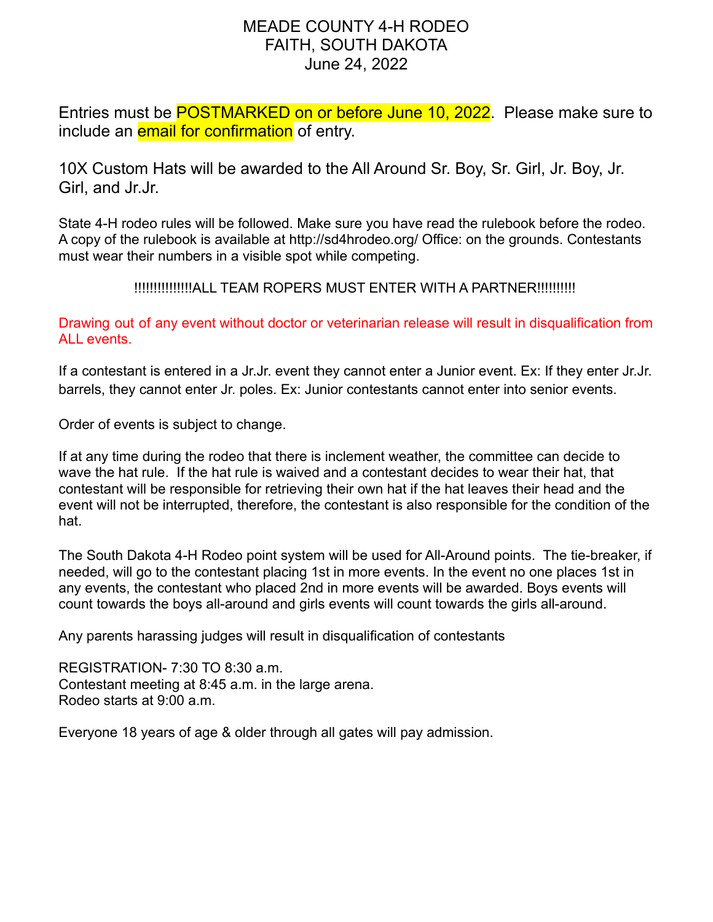# MEADE COUNTY 4-H RODEO
# FAITH, SOUTH DAKOTA
# June 24, 2022

Entries must be **POSTMARKED on or before June 10, 2022**. Please make sure to include an **email for confirmation** of entry.

10X Custom Hats will be awarded to the All Around Sr. Boy, Sr. Girl, Jr. Boy, Jr. Girl, and Jr.Jr.

State 4-H rodeo rules will be followed. Make sure you have read the rulebook before the rodeo. A copy of the rulebook is available at http://sd4hrodeo.org/ Office: on the grounds. Contestants must wear their numbers in a visible spot while competing.

!!!!!!!!!!!!!!!ALL TEAM ROPERS MUST ENTER WITH A PARTNER!!!!!!!!!!

Drawing out of any event without doctor or veterinarian release will result in disqualification from ALL events.

If a contestant is entered in a Jr.Jr. event they cannot enter a Junior event. Ex: If they enter Jr.Jr. barrels, they cannot enter Jr. poles. Ex: Junior contestants cannot enter into senior events.

Order of events is subject to change.

If at any time during the rodeo that there is inclement weather, the committee can decide to wave the hat rule. If the hat rule is waived and a contestant decides to wear their hat, that contestant will be responsible for retrieving their own hat if the hat leaves their head and the event will not be interrupted, therefore, the contestant is also responsible for the condition of the hat.

The South Dakota 4-H Rodeo point system will be used for All-Around points. The tie-breaker, if needed, will go to the contestant placing 1st in more events. In the event no one places 1st in any events, the contestant who placed 2nd in more events will be awarded. Boys events will count towards the boys all-around and girls events will count towards the girls all-around.

Any parents harassing judges will result in disqualification of contestants

REGISTRATION- 7:30 TO 8:30 a.m.
Contestant meeting at 8:45 a.m. in the large arena.
Rodeo starts at 9:00 a.m.

Everyone 18 years of age & older through all gates will pay admission.